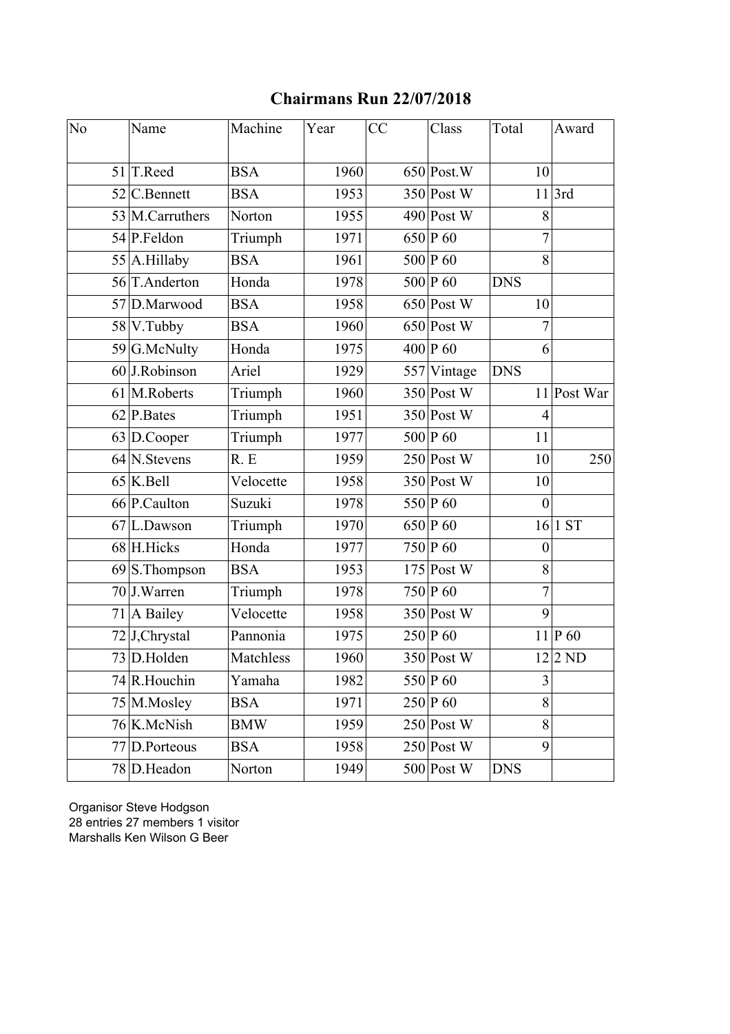# Chairmans Run 22/07/2018

| No | Name | Machine | Year | CC | Class | Total | Award |
|---|---|---|---|---|---|---|---|
| 51 | T.Reed | BSA | 1960 | 650 | Post.W | 10 | |
| 52 | C.Bennett | BSA | 1953 | 350 | Post W | 11 | 3rd |
| 53 | M.Carruthers | Norton | 1955 | 490 | Post W | 8 | |
| 54 | P.Feldon | Triumph | 1971 | 650 | P 60 | 7 | |
| 55 | A.Hillaby | BSA | 1961 | 500 | P 60 | 8 | |
| 56 | T.Anderton | Honda | 1978 | 500 | P 60 | DNS | |
| 57 | D.Marwood | BSA | 1958 | 650 | Post W | 10 | |
| 58 | V.Tubby | BSA | 1960 | 650 | Post W | 7 | |
| 59 | G.McNulty | Honda | 1975 | 400 | P 60 | 6 | |
| 60 | J.Robinson | Ariel | 1929 | 557 | Vintage | DNS | |
| 61 | M.Roberts | Triumph | 1960 | 350 | Post W | 11 | Post War |
| 62 | P.Bates | Triumph | 1951 | 350 | Post W | 4 | |
| 63 | D.Cooper | Triumph | 1977 | 500 | P 60 | 11 | |
| 64 | N.Stevens | R. E | 1959 | 250 | Post W | 10 | 250 |
| 65 | K.Bell | Velocette | 1958 | 350 | Post W | 10 | |
| 66 | P.Caulton | Suzuki | 1978 | 550 | P 60 | 0 | |
| 67 | L.Dawson | Triumph | 1970 | 650 | P 60 | 16 | 1 ST |
| 68 | H.Hicks | Honda | 1977 | 750 | P 60 | 0 | |
| 69 | S.Thompson | BSA | 1953 | 175 | Post W | 8 | |
| 70 | J.Warren | Triumph | 1978 | 750 | P 60 | 7 | |
| 71 | A Bailey | Velocette | 1958 | 350 | Post W | 9 | |
| 72 | J,Chrystal | Pannonia | 1975 | 250 | P 60 | 11 | P 60 |
| 73 | D.Holden | Matchless | 1960 | 350 | Post W | 12 | 2 ND |
| 74 | R.Houchin | Yamaha | 1982 | 550 | P 60 | 3 | |
| 75 | M.Mosley | BSA | 1971 | 250 | P 60 | 8 | |
| 76 | K.McNish | BMW | 1959 | 250 | Post W | 8 | |
| 77 | D.Porteous | BSA | 1958 | 250 | Post W | 9 | |
| 78 | D.Headon | Norton | 1949 | 500 | Post W | DNS | |

Organisor Steve Hodgson
28 entries 27 members 1 visitor
Marshalls Ken Wilson G Beer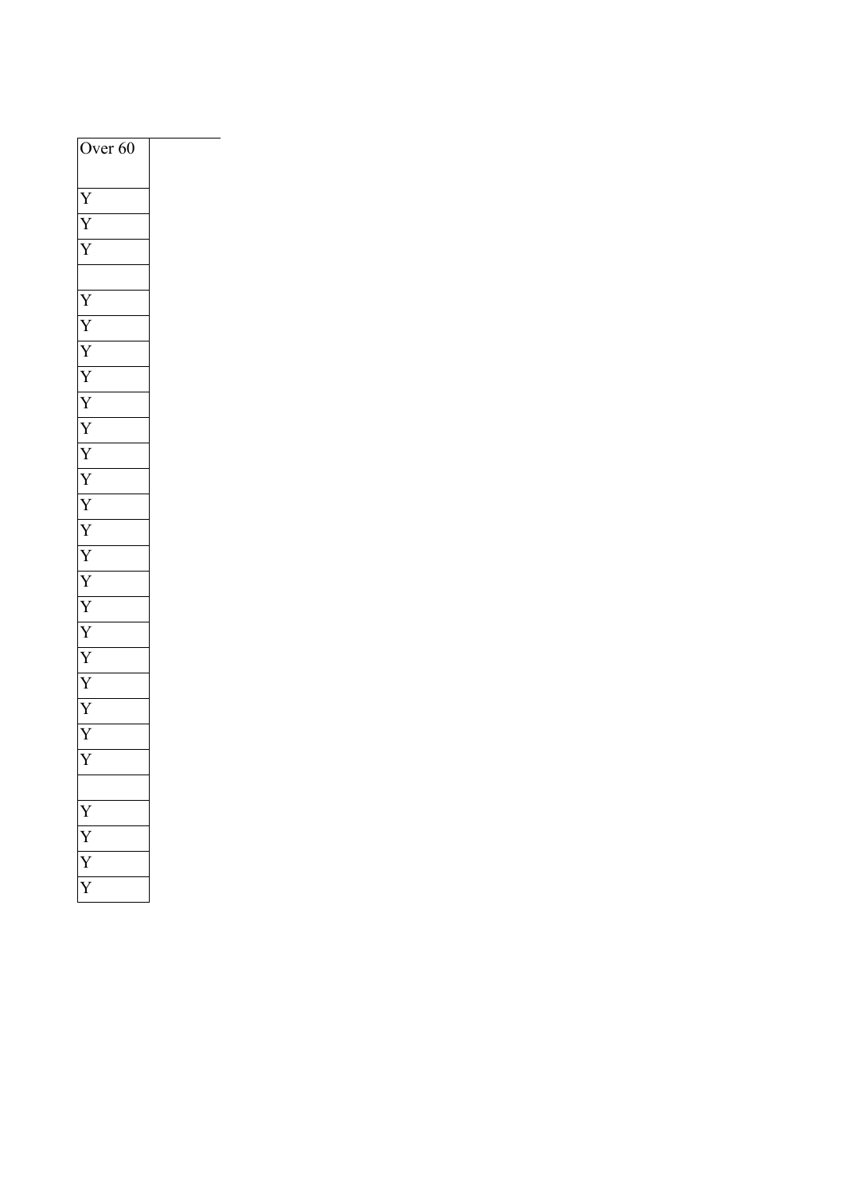| Over 60 |
|---|
| Y |
| Y |
| Y |
| |
| Y |
| Y |
| Y |
| Y |
| Y |
| Y |
| Y |
| Y |
| Y |
| Y |
| Y |
| Y |
| Y |
| Y |
| Y |
| Y |
| Y |
| Y |
| Y |
| |
| Y |
| Y |
| Y |
| Y |